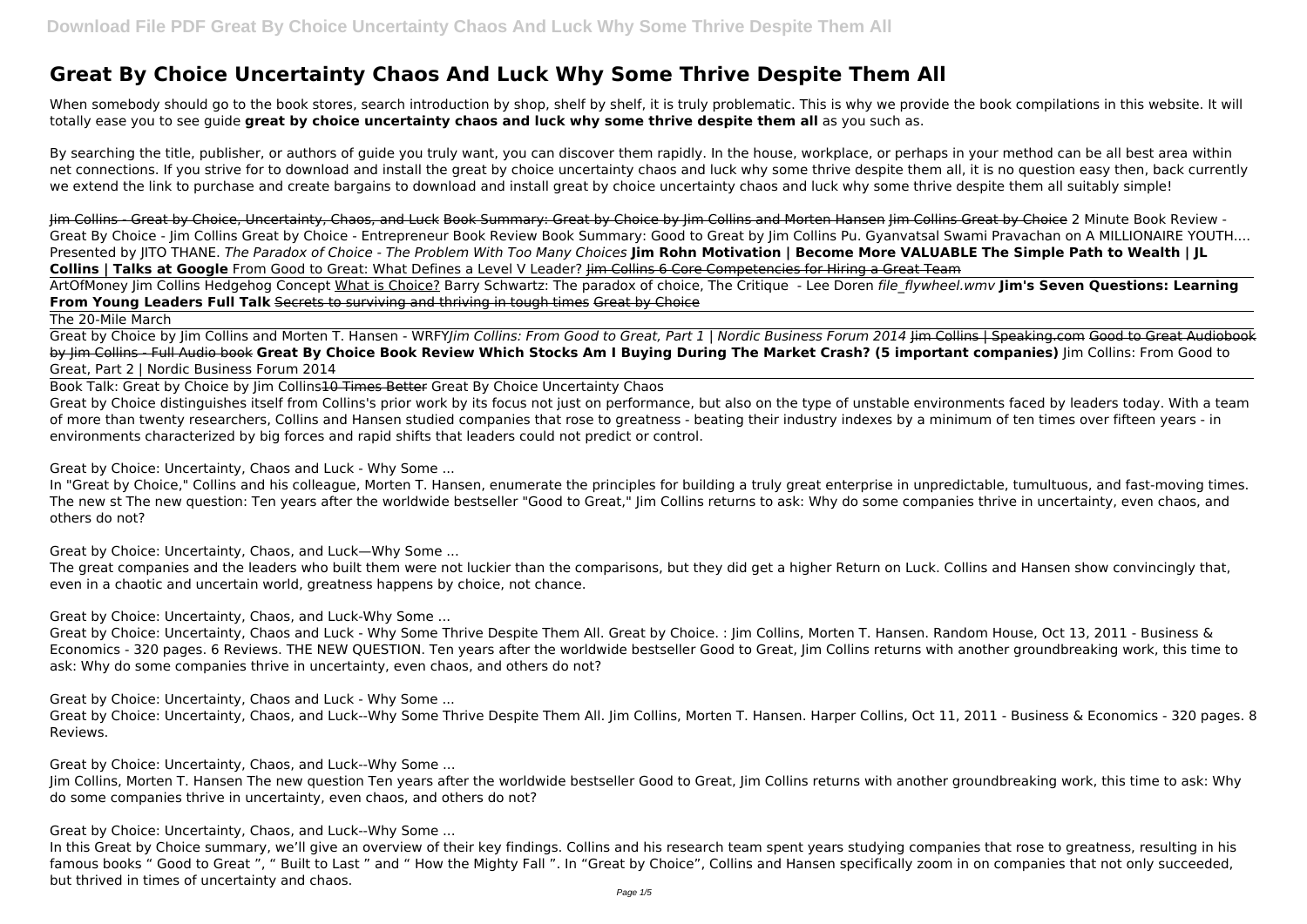# Great By Choice Uncertainty Chaos And Luck Why Some Thrive Despite Them All

When somebody should go to the book stores, search introduction by shop, shelf by shelf, it is truly problematic. This is why we provide the book compilations in this website. It will totally ease you to see guide **great by choice uncertainty chaos and luck why some thrive despite them all** as you such as.

By searching the title, publisher, or authors of guide you truly want, you can discover them rapidly. In the house, workplace, or perhaps in your method can be all best area within net connections. If you strive for to download and install the great by choice uncertainty chaos and luck why some thrive despite them all, it is no question easy then, back currently we extend the link to purchase and create bargains to download and install great by choice uncertainty chaos and luck why some thrive despite them all suitably simple!

Jim Collins - Great by Choice, Uncertainty, Chaos, and Luck Book Summary: Great by Choice by Jim Collins and Morten Hansen Jim Collins Great by Choice 2 Minute Book Review - Great By Choice - Jim Collins Great by Choice - Entrepreneur Book Review Book Summary: Good to Great by Jim Collins Pu. Gyanvatsal Swami Pravachan on A MILLIONAIRE YOUTH.... Presented by JITO THANE. *The Paradox of Choice - The Problem With Too Many Choices* **Jim Rohn Motivation | Become More VALUABLE The Simple Path to Wealth | JL Collins | Talks at Google** From Good to Great: What Defines a Level V Leader? Jim Collins 6 Core Competencies for Hiring a Great Team

ArtOfMoney Jim Collins Hedgehog Concept What is Choice? Barry Schwartz: The paradox of choice, The Critique - Lee Doren *file_flywheel.wmv* **Jim's Seven Questions: Learning From Young Leaders Full Talk** Secrets to surviving and thriving in tough times Great by Choice

The 20-Mile March

Great by Choice by Jim Collins and Morten T. Hansen - WRFY*Jim Collins: From Good to Great, Part 1 | Nordic Business Forum 2014* Jim Collins | Speaking.com Good to Great Audiobook by Jim Collins - Full Audio book **Great By Choice Book Review Which Stocks Am I Buying During The Market Crash? (5 important companies)** Jim Collins: From Good to Great, Part 2 | Nordic Business Forum 2014

Book Talk: Great by Choice by Jim Collins10 Times Better Great By Choice Uncertainty Chaos

Great by Choice distinguishes itself from Collins's prior work by its focus not just on performance, but also on the type of unstable environments faced by leaders today. With a team of more than twenty researchers, Collins and Hansen studied companies that rose to greatness - beating their industry indexes by a minimum of ten times over fifteen years - in environments characterized by big forces and rapid shifts that leaders could not predict or control.

Great by Choice: Uncertainty, Chaos and Luck - Why Some ...

In "Great by Choice," Collins and his colleague, Morten T. Hansen, enumerate the principles for building a truly great enterprise in unpredictable, tumultuous, and fast-moving times. The new st The new question: Ten years after the worldwide bestseller "Good to Great," Jim Collins returns to ask: Why do some companies thrive in uncertainty, even chaos, and others do not?

Great by Choice: Uncertainty, Chaos, and Luck—Why Some ...

The great companies and the leaders who built them were not luckier than the comparisons, but they did get a higher Return on Luck. Collins and Hansen show convincingly that, even in a chaotic and uncertain world, greatness happens by choice, not chance.

Great by Choice: Uncertainty, Chaos, and Luck-Why Some ...

Great by Choice: Uncertainty, Chaos and Luck - Why Some Thrive Despite Them All. Great by Choice. : Jim Collins, Morten T. Hansen. Random House, Oct 13, 2011 - Business & Economics - 320 pages. 6 Reviews. THE NEW QUESTION. Ten years after the worldwide bestseller Good to Great, Jim Collins returns with another groundbreaking work, this time to ask: Why do some companies thrive in uncertainty, even chaos, and others do not?

Great by Choice: Uncertainty, Chaos and Luck - Why Some ...

Great by Choice: Uncertainty, Chaos, and Luck--Why Some Thrive Despite Them All. Jim Collins, Morten T. Hansen. Harper Collins, Oct 11, 2011 - Business & Economics - 320 pages. 8 Reviews.

Great by Choice: Uncertainty, Chaos, and Luck--Why Some ...

Jim Collins, Morten T. Hansen The new question Ten years after the worldwide bestseller Good to Great, Jim Collins returns with another groundbreaking work, this time to ask: Why do some companies thrive in uncertainty, even chaos, and others do not?

Great by Choice: Uncertainty, Chaos, and Luck--Why Some ...

In this Great by Choice summary, we'll give an overview of their key findings. Collins and his research team spent years studying companies that rose to greatness, resulting in his famous books " Good to Great ", " Built to Last " and " How the Mighty Fall ". In "Great by Choice", Collins and Hansen specifically zoom in on companies that not only succeeded, but thrived in times of uncertainty and chaos.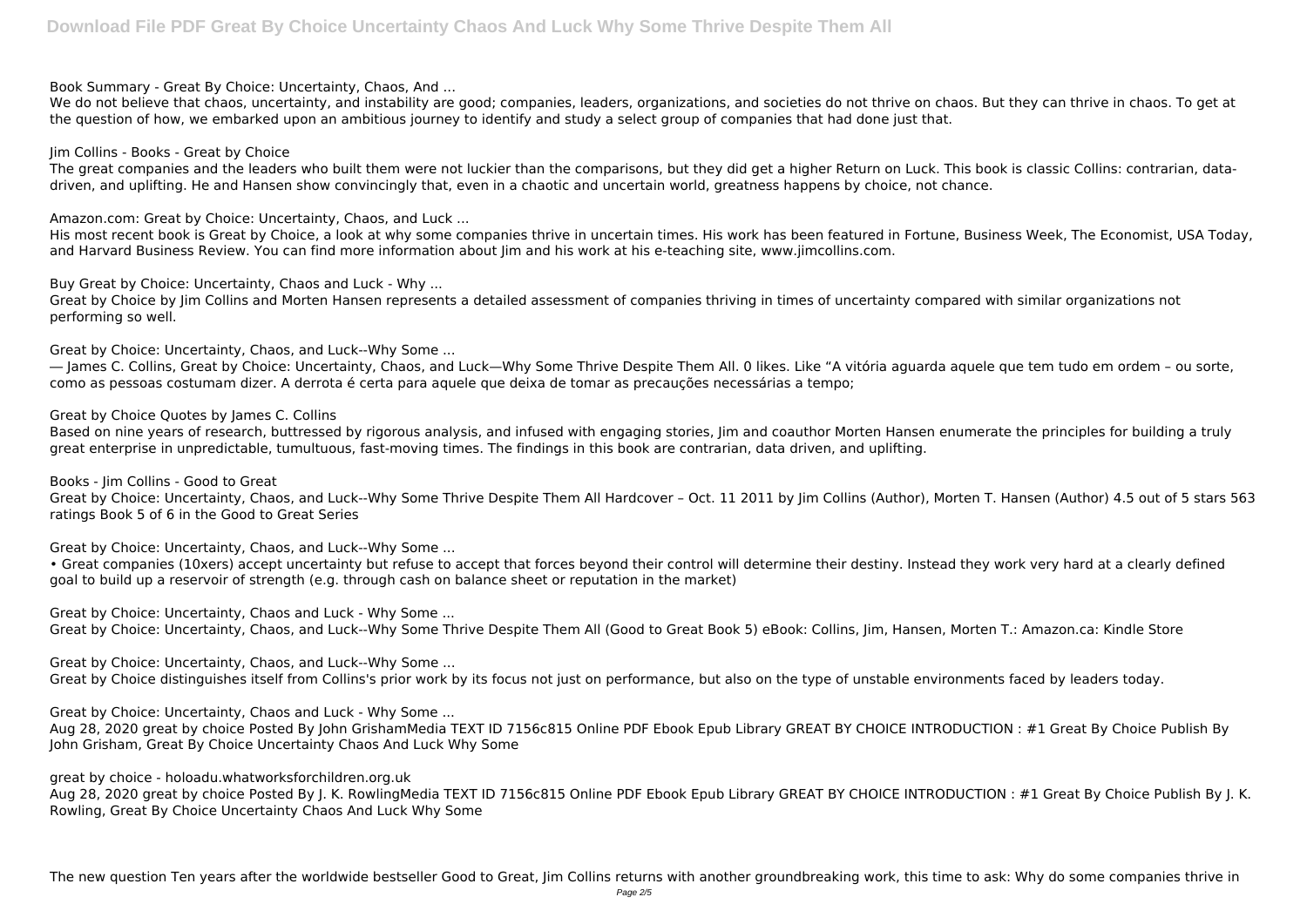Book Summary - Great By Choice: Uncertainty, Chaos, And ...

We do not believe that chaos, uncertainty, and instability are good; companies, leaders, organizations, and societies do not thrive on chaos. But they can thrive in chaos. To get at the question of how, we embarked upon an ambitious journey to identify and study a select group of companies that had done just that.

Jim Collins - Books - Great by Choice

The great companies and the leaders who built them were not luckier than the comparisons, but they did get a higher Return on Luck. This book is classic Collins: contrarian, data-driven, and uplifting. He and Hansen show convincingly that, even in a chaotic and uncertain world, greatness happens by choice, not chance.

Amazon.com: Great by Choice: Uncertainty, Chaos, and Luck ...

His most recent book is Great by Choice, a look at why some companies thrive in uncertain times. His work has been featured in Fortune, Business Week, The Economist, USA Today, and Harvard Business Review. You can find more information about Jim and his work at his e-teaching site, www.jimcollins.com.

Buy Great by Choice: Uncertainty, Chaos and Luck - Why ...

Great by Choice by Jim Collins and Morten Hansen represents a detailed assessment of companies thriving in times of uncertainty compared with similar organizations not performing so well.

Great by Choice: Uncertainty, Chaos, and Luck--Why Some ...

― James C. Collins, Great by Choice: Uncertainty, Chaos, and Luck—Why Some Thrive Despite Them All. 0 likes. Like "A vitória aguarda aquele que tem tudo em ordem – ou sorte, como as pessoas costumam dizer. A derrota é certa para aquele que deixa de tomar as precauções necessárias a tempo;

Great by Choice Quotes by James C. Collins

Based on nine years of research, buttressed by rigorous analysis, and infused with engaging stories, Jim and coauthor Morten Hansen enumerate the principles for building a truly great enterprise in unpredictable, tumultuous, fast-moving times. The findings in this book are contrarian, data driven, and uplifting.

Books - Jim Collins - Good to Great

Great by Choice: Uncertainty, Chaos, and Luck--Why Some Thrive Despite Them All Hardcover – Oct. 11 2011 by Jim Collins (Author), Morten T. Hansen (Author) 4.5 out of 5 stars 563 ratings Book 5 of 6 in the Good to Great Series

Great by Choice: Uncertainty, Chaos, and Luck--Why Some ...

• Great companies (10xers) accept uncertainty but refuse to accept that forces beyond their control will determine their destiny. Instead they work very hard at a clearly defined goal to build up a reservoir of strength (e.g. through cash on balance sheet or reputation in the market)

Great by Choice: Uncertainty, Chaos and Luck - Why Some ...

Great by Choice: Uncertainty, Chaos, and Luck--Why Some Thrive Despite Them All (Good to Great Book 5) eBook: Collins, Jim, Hansen, Morten T.: Amazon.ca: Kindle Store

Great by Choice: Uncertainty, Chaos, and Luck--Why Some ...

Great by Choice distinguishes itself from Collins's prior work by its focus not just on performance, but also on the type of unstable environments faced by leaders today.

Great by Choice: Uncertainty, Chaos and Luck - Why Some ...

Aug 28, 2020 great by choice Posted By John GrishamMedia TEXT ID 7156c815 Online PDF Ebook Epub Library GREAT BY CHOICE INTRODUCTION : #1 Great By Choice Publish By John Grisham, Great By Choice Uncertainty Chaos And Luck Why Some

great by choice - holoadu.whatworksforchildren.org.uk

Aug 28, 2020 great by choice Posted By J. K. RowlingMedia TEXT ID 7156c815 Online PDF Ebook Epub Library GREAT BY CHOICE INTRODUCTION : #1 Great By Choice Publish By J. K. Rowling, Great By Choice Uncertainty Chaos And Luck Why Some

The new question Ten years after the worldwide bestseller Good to Great, Jim Collins returns with another groundbreaking work, this time to ask: Why do some companies thrive in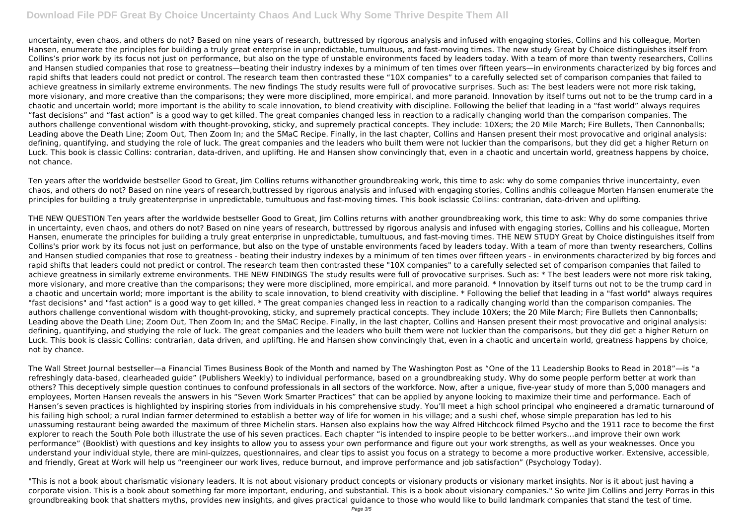uncertainty, even chaos, and others do not? Based on nine years of research, buttressed by rigorous analysis and infused with engaging stories, Collins and his colleague, Morten Hansen, enumerate the principles for building a truly great enterprise in unpredictable, tumultuous, and fast-moving times. The new study Great by Choice distinguishes itself from Collins's prior work by its focus not just on performance, but also on the type of unstable environments faced by leaders today. With a team of more than twenty researchers, Collins and Hansen studied companies that rose to greatness—beating their industry indexes by a minimum of ten times over fifteen years—in environments characterized by big forces and rapid shifts that leaders could not predict or control. The research team then contrasted these "10X companies" to a carefully selected set of comparison companies that failed to achieve greatness in similarly extreme environments. The new findings The study results were full of provocative surprises. Such as: The best leaders were not more risk taking, more visionary, and more creative than the comparisons; they were more disciplined, more empirical, and more paranoid. Innovation by itself turns out not to be the trump card in a chaotic and uncertain world; more important is the ability to scale innovation, to blend creativity with discipline. Following the belief that leading in a "fast world" always requires "fast decisions" and "fast action" is a good way to get killed. The great companies changed less in reaction to a radically changing world than the comparison companies. The authors challenge conventional wisdom with thought-provoking, sticky, and supremely practical concepts. They include: 10Xers; the 20 Mile March; Fire Bullets, Then Cannonballs; Leading above the Death Line; Zoom Out, Then Zoom In; and the SMaC Recipe. Finally, in the last chapter, Collins and Hansen present their most provocative and original analysis: defining, quantifying, and studying the role of luck. The great companies and the leaders who built them were not luckier than the comparisons, but they did get a higher Return on Luck. This book is classic Collins: contrarian, data-driven, and uplifting. He and Hansen show convincingly that, even in a chaotic and uncertain world, greatness happens by choice, not chance.

Ten years after the worldwide bestseller Good to Great, Jim Collins returns withanother groundbreaking work, this time to ask: why do some companies thrive inuncertainty, even chaos, and others do not? Based on nine years of research,buttressed by rigorous analysis and infused with engaging stories, Collins andhis colleague Morten Hansen enumerate the principles for building a truly greatenterprise in unpredictable, tumultuous and fast-moving times. This book isclassic Collins: contrarian, data-driven and uplifting.

THE NEW QUESTION Ten years after the worldwide bestseller Good to Great, Jim Collins returns with another groundbreaking work, this time to ask: Why do some companies thrive in uncertainty, even chaos, and others do not? Based on nine years of research, buttressed by rigorous analysis and infused with engaging stories, Collins and his colleague, Morten Hansen, enumerate the principles for building a truly great enterprise in unpredictable, tumultuous, and fast-moving times. THE NEW STUDY Great by Choice distinguishes itself from Collins's prior work by its focus not just on performance, but also on the type of unstable environments faced by leaders today. With a team of more than twenty researchers, Collins and Hansen studied companies that rose to greatness - beating their industry indexes by a minimum of ten times over fifteen years - in environments characterized by big forces and rapid shifts that leaders could not predict or control. The research team then contrasted these "10X companies" to a carefully selected set of comparison companies that failed to achieve greatness in similarly extreme environments. THE NEW FINDINGS The study results were full of provocative surprises. Such as: * The best leaders were not more risk taking, more visionary, and more creative than the comparisons; they were more disciplined, more empirical, and more paranoid. * Innovation by itself turns out not to be the trump card in a chaotic and uncertain world; more important is the ability to scale innovation, to blend creativity with discipline. * Following the belief that leading in a "fast world" always requires "fast decisions" and "fast action" is a good way to get killed. * The great companies changed less in reaction to a radically changing world than the comparison companies. The authors challenge conventional wisdom with thought-provoking, sticky, and supremely practical concepts. They include 10Xers; the 20 Mile March; Fire Bullets then Cannonballs; Leading above the Death Line; Zoom Out, Then Zoom In; and the SMaC Recipe. Finally, in the last chapter, Collins and Hansen present their most provocative and original analysis: defining, quantifying, and studying the role of luck. The great companies and the leaders who built them were not luckier than the comparisons, but they did get a higher Return on Luck. This book is classic Collins: contrarian, data driven, and uplifting. He and Hansen show convincingly that, even in a chaotic and uncertain world, greatness happens by choice, not by chance.

The Wall Street Journal bestseller—a Financial Times Business Book of the Month and named by The Washington Post as "One of the 11 Leadership Books to Read in 2018"—is "a refreshingly data-based, clearheaded guide" (Publishers Weekly) to individual performance, based on a groundbreaking study. Why do some people perform better at work than others? This deceptively simple question continues to confound professionals in all sectors of the workforce. Now, after a unique, five-year study of more than 5,000 managers and employees, Morten Hansen reveals the answers in his "Seven Work Smarter Practices" that can be applied by anyone looking to maximize their time and performance. Each of Hansen's seven practices is highlighted by inspiring stories from individuals in his comprehensive study. You'll meet a high school principal who engineered a dramatic turnaround of his failing high school; a rural Indian farmer determined to establish a better way of life for women in his village; and a sushi chef, whose simple preparation has led to his unassuming restaurant being awarded the maximum of three Michelin stars. Hansen also explains how the way Alfred Hitchcock filmed Psycho and the 1911 race to become the first explorer to reach the South Pole both illustrate the use of his seven practices. Each chapter "is intended to inspire people to be better workers…and improve their own work performance" (Booklist) with questions and key insights to allow you to assess your own performance and figure out your work strengths, as well as your weaknesses. Once you understand your individual style, there are mini-quizzes, questionnaires, and clear tips to assist you focus on a strategy to become a more productive worker. Extensive, accessible, and friendly, Great at Work will help us "reengineer our work lives, reduce burnout, and improve performance and job satisfaction" (Psychology Today).

"This is not a book about charismatic visionary leaders. It is not about visionary product concepts or visionary products or visionary market insights. Nor is it about just having a corporate vision. This is a book about something far more important, enduring, and substantial. This is a book about visionary companies." So write Jim Collins and Jerry Porras in this groundbreaking book that shatters myths, provides new insights, and gives practical guidance to those who would like to build landmark companies that stand the test of time.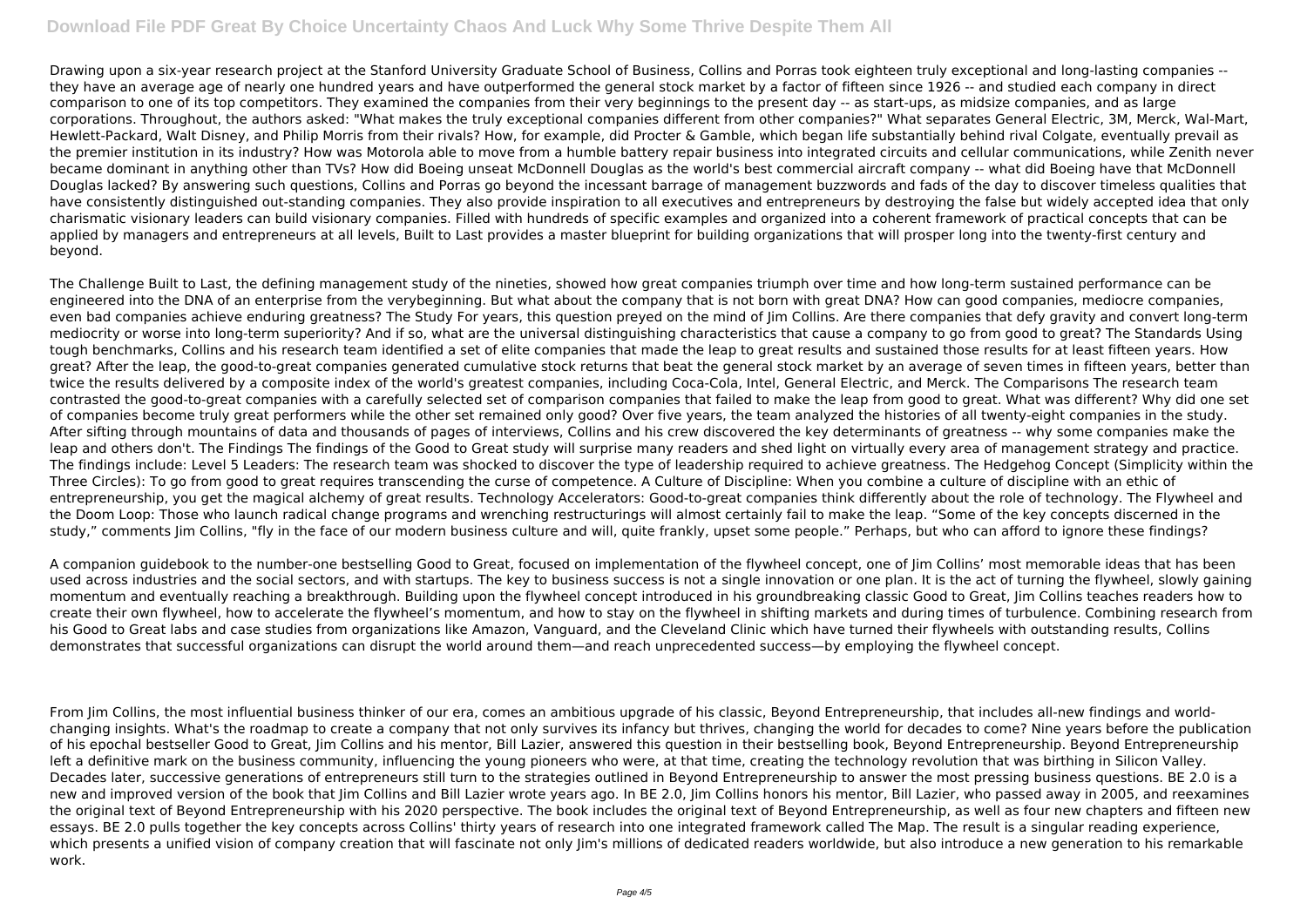Drawing upon a six-year research project at the Stanford University Graduate School of Business, Collins and Porras took eighteen truly exceptional and long-lasting companies -- they have an average age of nearly one hundred years and have outperformed the general stock market by a factor of fifteen since 1926 -- and studied each company in direct comparison to one of its top competitors. They examined the companies from their very beginnings to the present day -- as start-ups, as midsize companies, and as large corporations. Throughout, the authors asked: "What makes the truly exceptional companies different from other companies?" What separates General Electric, 3M, Merck, Wal-Mart, Hewlett-Packard, Walt Disney, and Philip Morris from their rivals? How, for example, did Procter & Gamble, which began life substantially behind rival Colgate, eventually prevail as the premier institution in its industry? How was Motorola able to move from a humble battery repair business into integrated circuits and cellular communications, while Zenith never became dominant in anything other than TVs? How did Boeing unseat McDonnell Douglas as the world's best commercial aircraft company -- what did Boeing have that McDonnell Douglas lacked? By answering such questions, Collins and Porras go beyond the incessant barrage of management buzzwords and fads of the day to discover timeless qualities that have consistently distinguished out-standing companies. They also provide inspiration to all executives and entrepreneurs by destroying the false but widely accepted idea that only charismatic visionary leaders can build visionary companies. Filled with hundreds of specific examples and organized into a coherent framework of practical concepts that can be applied by managers and entrepreneurs at all levels, Built to Last provides a master blueprint for building organizations that will prosper long into the twenty-first century and beyond.

The Challenge Built to Last, the defining management study of the nineties, showed how great companies triumph over time and how long-term sustained performance can be engineered into the DNA of an enterprise from the verybeginning. But what about the company that is not born with great DNA? How can good companies, mediocre companies, even bad companies achieve enduring greatness? The Study For years, this question preyed on the mind of Jim Collins. Are there companies that defy gravity and convert long-term mediocrity or worse into long-term superiority? And if so, what are the universal distinguishing characteristics that cause a company to go from good to great? The Standards Using tough benchmarks, Collins and his research team identified a set of elite companies that made the leap to great results and sustained those results for at least fifteen years. How great? After the leap, the good-to-great companies generated cumulative stock returns that beat the general stock market by an average of seven times in fifteen years, better than twice the results delivered by a composite index of the world's greatest companies, including Coca-Cola, Intel, General Electric, and Merck. The Comparisons The research team contrasted the good-to-great companies with a carefully selected set of comparison companies that failed to make the leap from good to great. What was different? Why did one set of companies become truly great performers while the other set remained only good? Over five years, the team analyzed the histories of all twenty-eight companies in the study. After sifting through mountains of data and thousands of pages of interviews, Collins and his crew discovered the key determinants of greatness -- why some companies make the leap and others don't. The Findings The findings of the Good to Great study will surprise many readers and shed light on virtually every area of management strategy and practice. The findings include: Level 5 Leaders: The research team was shocked to discover the type of leadership required to achieve greatness. The Hedgehog Concept (Simplicity within the Three Circles): To go from good to great requires transcending the curse of competence. A Culture of Discipline: When you combine a culture of discipline with an ethic of entrepreneurship, you get the magical alchemy of great results. Technology Accelerators: Good-to-great companies think differently about the role of technology. The Flywheel and the Doom Loop: Those who launch radical change programs and wrenching restructurings will almost certainly fail to make the leap. "Some of the key concepts discerned in the study," comments Jim Collins, "fly in the face of our modern business culture and will, quite frankly, upset some people." Perhaps, but who can afford to ignore these findings?

A companion guidebook to the number-one bestselling Good to Great, focused on implementation of the flywheel concept, one of Jim Collins' most memorable ideas that has been used across industries and the social sectors, and with startups. The key to business success is not a single innovation or one plan. It is the act of turning the flywheel, slowly gaining momentum and eventually reaching a breakthrough. Building upon the flywheel concept introduced in his groundbreaking classic Good to Great, Jim Collins teaches readers how to create their own flywheel, how to accelerate the flywheel's momentum, and how to stay on the flywheel in shifting markets and during times of turbulence. Combining research from his Good to Great labs and case studies from organizations like Amazon, Vanguard, and the Cleveland Clinic which have turned their flywheels with outstanding results, Collins demonstrates that successful organizations can disrupt the world around them—and reach unprecedented success—by employing the flywheel concept.

From Jim Collins, the most influential business thinker of our era, comes an ambitious upgrade of his classic, Beyond Entrepreneurship, that includes all-new findings and world-changing insights. What's the roadmap to create a company that not only survives its infancy but thrives, changing the world for decades to come? Nine years before the publication of his epochal bestseller Good to Great, Jim Collins and his mentor, Bill Lazier, answered this question in their bestselling book, Beyond Entrepreneurship. Beyond Entrepreneurship left a definitive mark on the business community, influencing the young pioneers who were, at that time, creating the technology revolution that was birthing in Silicon Valley. Decades later, successive generations of entrepreneurs still turn to the strategies outlined in Beyond Entrepreneurship to answer the most pressing business questions. BE 2.0 is a new and improved version of the book that Jim Collins and Bill Lazier wrote years ago. In BE 2.0, Jim Collins honors his mentor, Bill Lazier, who passed away in 2005, and reexamines the original text of Beyond Entrepreneurship with his 2020 perspective. The book includes the original text of Beyond Entrepreneurship, as well as four new chapters and fifteen new essays. BE 2.0 pulls together the key concepts across Collins' thirty years of research into one integrated framework called The Map. The result is a singular reading experience, which presents a unified vision of company creation that will fascinate not only Jim's millions of dedicated readers worldwide, but also introduce a new generation to his remarkable work.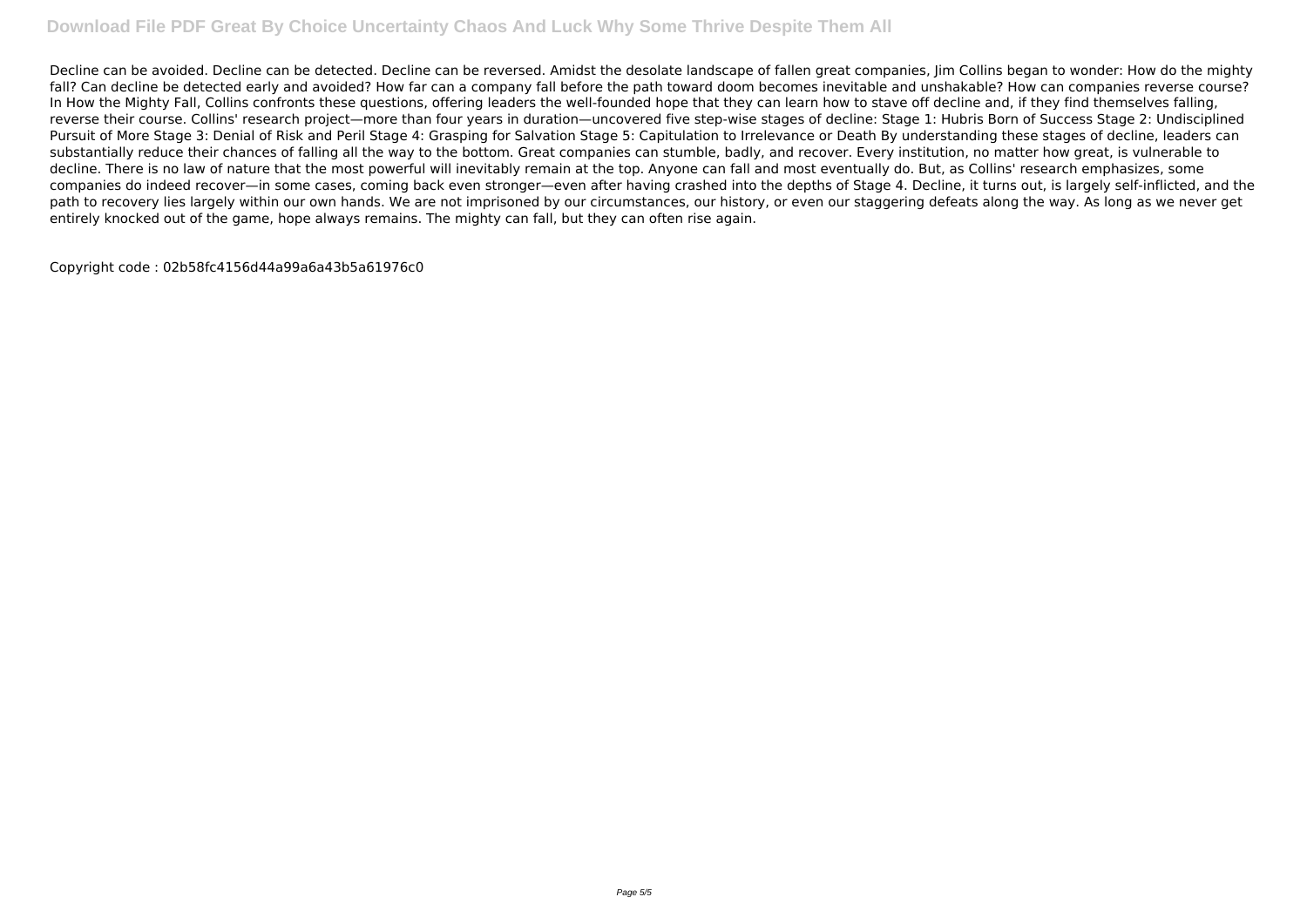Decline can be avoided. Decline can be detected. Decline can be reversed. Amidst the desolate landscape of fallen great companies, Jim Collins began to wonder: How do the mighty fall? Can decline be detected early and avoided? How far can a company fall before the path toward doom becomes inevitable and unshakable? How can companies reverse course? In How the Mighty Fall, Collins confronts these questions, offering leaders the well-founded hope that they can learn how to stave off decline and, if they find themselves falling, reverse their course. Collins' research project—more than four years in duration—uncovered five step-wise stages of decline: Stage 1: Hubris Born of Success Stage 2: Undisciplined Pursuit of More Stage 3: Denial of Risk and Peril Stage 4: Grasping for Salvation Stage 5: Capitulation to Irrelevance or Death By understanding these stages of decline, leaders can substantially reduce their chances of falling all the way to the bottom. Great companies can stumble, badly, and recover. Every institution, no matter how great, is vulnerable to decline. There is no law of nature that the most powerful will inevitably remain at the top. Anyone can fall and most eventually do. But, as Collins' research emphasizes, some companies do indeed recover—in some cases, coming back even stronger—even after having crashed into the depths of Stage 4. Decline, it turns out, is largely self-inflicted, and the path to recovery lies largely within our own hands. We are not imprisoned by our circumstances, our history, or even our staggering defeats along the way. As long as we never get entirely knocked out of the game, hope always remains. The mighty can fall, but they can often rise again.

Copyright code : 02b58fc4156d44a99a6a43b5a61976c0